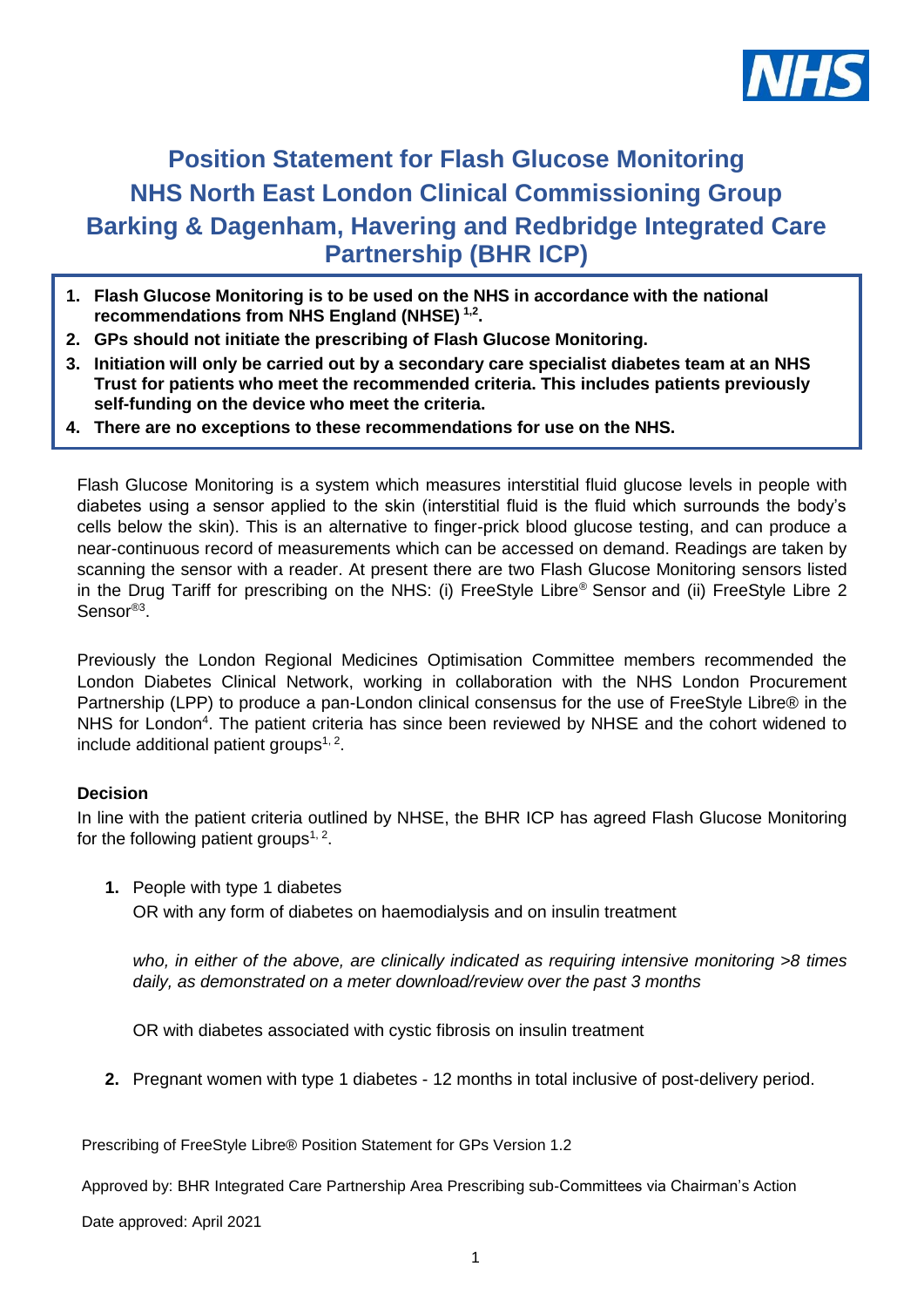# Position Statement for Flash Glucose Monitoring
# NHS North East London Clinical Commissioning Group
# Barking & Dagenham, Havering and Redbridge Integrated Care Partnership (BHR ICP)

1. **Flash Glucose Monitoring is to be used on the NHS in accordance with the national recommendations from NHS England (NHSE) [1,2].**
2. **GPs should not initiate the prescribing of Flash Glucose Monitoring.**
3. **Initiation will only be carried out by a secondary care specialist diabetes team at an NHS Trust for patients who meet the recommended criteria. This includes patients previously self-funding on the device who meet the criteria.**
4. **There are no exceptions to these recommendations for use on the NHS.**

Flash Glucose Monitoring is a system which measures interstitial fluid glucose levels in people with diabetes using a sensor applied to the skin (interstitial fluid is the fluid which surrounds the body's cells below the skin). This is an alternative to finger-prick blood glucose testing, and can produce a near-continuous record of measurements which can be accessed on demand. Readings are taken by scanning the sensor with a reader. At present there are two Flash Glucose Monitoring sensors listed in the Drug Tariff for prescribing on the NHS: (i) FreeStyle Libre® Sensor and (ii) FreeStyle Libre 2 Sensor®[3].

Previously the London Regional Medicines Optimisation Committee members recommended the London Diabetes Clinical Network, working in collaboration with the NHS London Procurement Partnership (LPP) to produce a pan-London clinical consensus for the use of FreeStyle Libre® in the NHS for London[4]. The patient criteria has since been reviewed by NHSE and the cohort widened to include additional patient groups[1, 2].

### Decision

In line with the patient criteria outlined by NHSE, the BHR ICP has agreed Flash Glucose Monitoring for the following patient groups[1, 2].

1. People with type 1 diabetes
   OR with any form of diabetes on haemodialysis and on insulin treatment

   *who, in either of the above, are clinically indicated as requiring intensive monitoring >8 times daily, as demonstrated on a meter download/review over the past 3 months*

   OR with diabetes associated with cystic fibrosis on insulin treatment

2. Pregnant women with type 1 diabetes - 12 months in total inclusive of post-delivery period.

Prescribing of FreeStyle Libre® Position Statement for GPs Version 1.2

Approved by: BHR Integrated Care Partnership Area Prescribing sub-Committees via Chairman's Action

Date approved: April 2021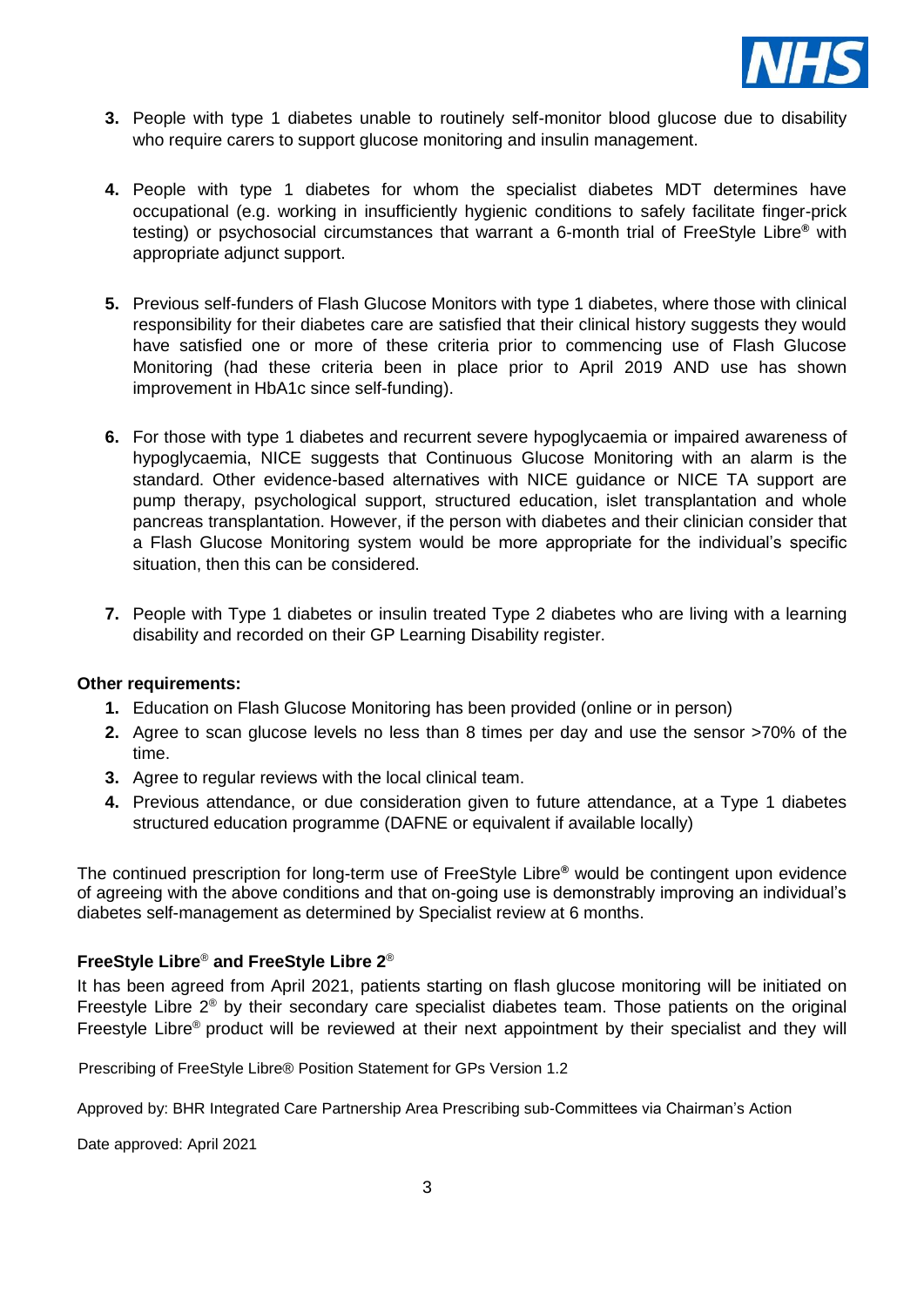3. People with type 1 diabetes unable to routinely self-monitor blood glucose due to disability who require carers to support glucose monitoring and insulin management.

4. People with type 1 diabetes for whom the specialist diabetes MDT determines have occupational (e.g. working in insufficiently hygienic conditions to safely facilitate finger-prick testing) or psychosocial circumstances that warrant a 6-month trial of FreeStyle Libre® with appropriate adjunct support.

5. Previous self-funders of Flash Glucose Monitors with type 1 diabetes, where those with clinical responsibility for their diabetes care are satisfied that their clinical history suggests they would have satisfied one or more of these criteria prior to commencing use of Flash Glucose Monitoring (had these criteria been in place prior to April 2019 AND use has shown improvement in HbA1c since self-funding).

6. For those with type 1 diabetes and recurrent severe hypoglycaemia or impaired awareness of hypoglycaemia, NICE suggests that Continuous Glucose Monitoring with an alarm is the standard. Other evidence-based alternatives with NICE guidance or NICE TA support are pump therapy, psychological support, structured education, islet transplantation and whole pancreas transplantation. However, if the person with diabetes and their clinician consider that a Flash Glucose Monitoring system would be more appropriate for the individual's specific situation, then this can be considered.

7. People with Type 1 diabetes or insulin treated Type 2 diabetes who are living with a learning disability and recorded on their GP Learning Disability register.

**Other requirements:**

1. Education on Flash Glucose Monitoring has been provided (online or in person)
2. Agree to scan glucose levels no less than 8 times per day and use the sensor >70% of the time.
3. Agree to regular reviews with the local clinical team.
4. Previous attendance, or due consideration given to future attendance, at a Type 1 diabetes structured education programme (DAFNE or equivalent if available locally)

The continued prescription for long-term use of FreeStyle Libre® would be contingent upon evidence of agreeing with the above conditions and that on-going use is demonstrably improving an individual's diabetes self-management as determined by Specialist review at 6 months.

**FreeStyle Libre® and FreeStyle Libre 2®**

It has been agreed from April 2021, patients starting on flash glucose monitoring will be initiated on Freestyle Libre 2® by their secondary care specialist diabetes team. Those patients on the original Freestyle Libre® product will be reviewed at their next appointment by their specialist and they will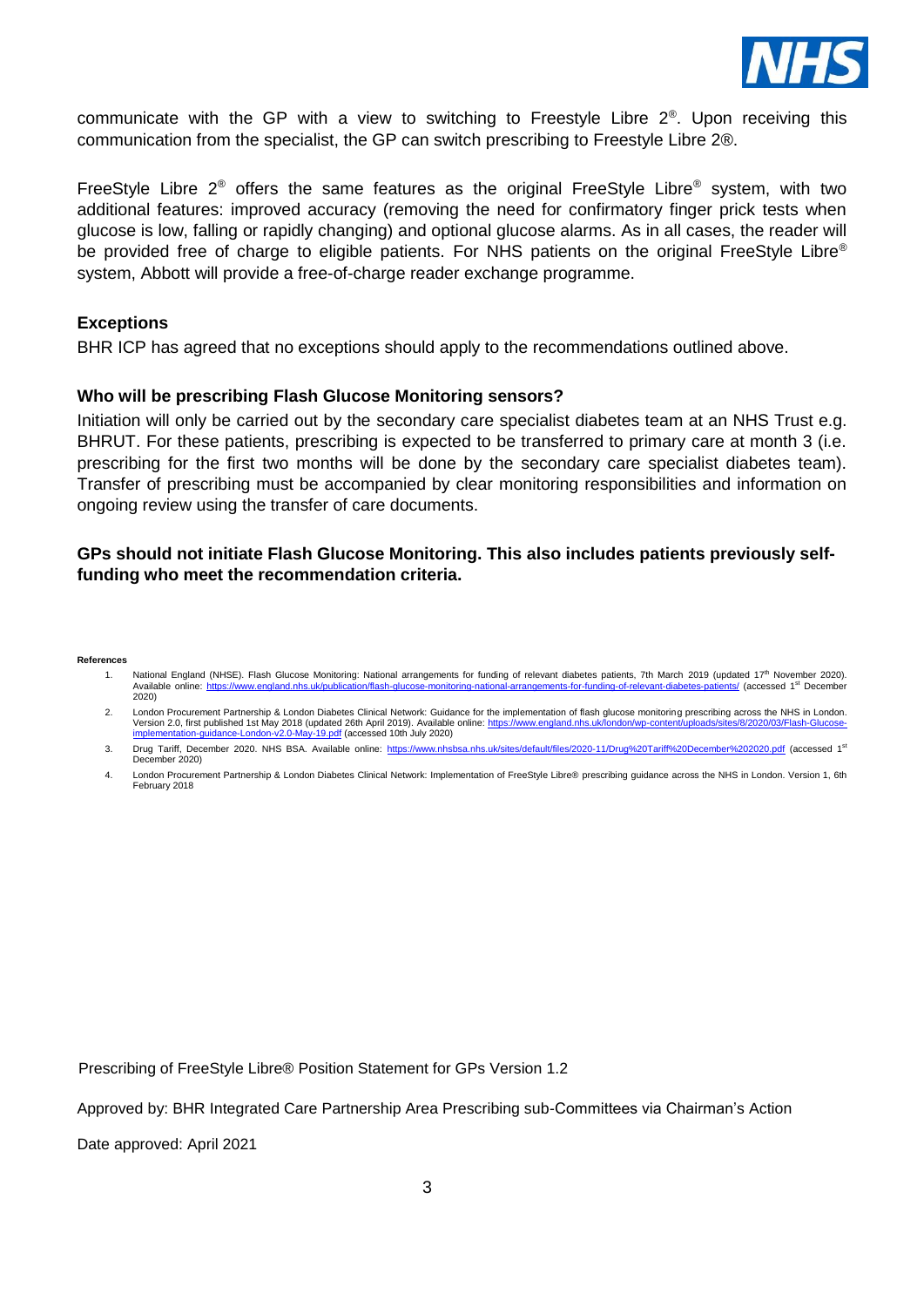communicate with the GP with a view to switching to Freestyle Libre 2®. Upon receiving this communication from the specialist, the GP can switch prescribing to Freestyle Libre 2®.

FreeStyle Libre 2® offers the same features as the original FreeStyle Libre® system, with two additional features: improved accuracy (removing the need for confirmatory finger prick tests when glucose is low, falling or rapidly changing) and optional glucose alarms. As in all cases, the reader will be provided free of charge to eligible patients. For NHS patients on the original FreeStyle Libre® system, Abbott will provide a free-of-charge reader exchange programme.

### Exceptions

BHR ICP has agreed that no exceptions should apply to the recommendations outlined above.

### Who will be prescribing Flash Glucose Monitoring sensors?

Initiation will only be carried out by the secondary care specialist diabetes team at an NHS Trust e.g. BHRUT. For these patients, prescribing is expected to be transferred to primary care at month 3 (i.e. prescribing for the first two months will be done by the secondary care specialist diabetes team). Transfer of prescribing must be accompanied by clear monitoring responsibilities and information on ongoing review using the transfer of care documents.

**GPs should not initiate Flash Glucose Monitoring. This also includes patients previously self-funding who meet the recommendation criteria.**

**References**

1. National England (NHSE). Flash Glucose Monitoring: National arrangements for funding of relevant diabetes patients, 7th March 2019 (updated 17th November 2020). Available online: https://www.england.nhs.uk/publication/flash-glucose-monitoring-national-arrangements-for-funding-of-relevant-diabetes-patients/ (accessed 1st December 2020)
2. London Procurement Partnership & London Diabetes Clinical Network: Guidance for the implementation of flash glucose monitoring prescribing across the NHS in London. Version 2.0, first published 1st May 2018 (updated 26th April 2019). Available online: https://www.england.nhs.uk/london/wp-content/uploads/sites/8/2020/03/Flash-Glucose-implementation-guidance-London-v2.0-May-19.pdf (accessed 10th July 2020)
3. Drug Tariff, December 2020. NHS BSA. Available online: https://www.nhsbsa.nhs.uk/sites/default/files/2020-11/Drug%20Tariff%20December%202020.pdf (accessed 1st December 2020)
4. London Procurement Partnership & London Diabetes Clinical Network: Implementation of FreeStyle Libre® prescribing guidance across the NHS in London. Version 1, 6th February 2018

Prescribing of FreeStyle Libre® Position Statement for GPs Version 1.2

Approved by: BHR Integrated Care Partnership Area Prescribing sub-Committees via Chairman's Action

Date approved: April 2021